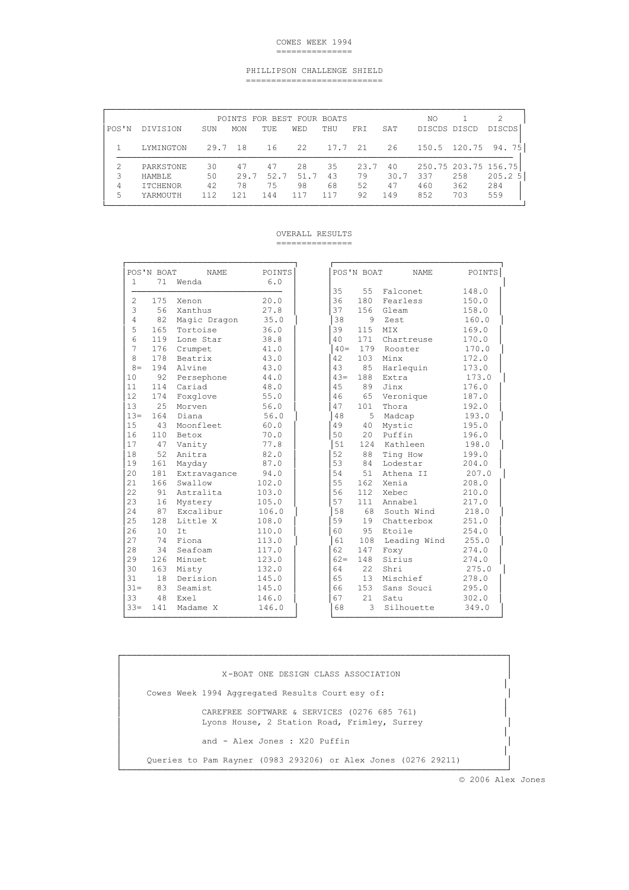# COWES WEEK 1994

## PHILLIPSON CHALLENGE SHIELD

| POS'N | DIVISION | SUN | MON | TUE | WED | THU | FRI | SAT | NO DISCDS | 1 DISCD | 2 DISCDS |
|---|---|---|---|---|---|---|---|---|---|---|---|
| | | POINTS FOR BEST FOUR BOATS | | | | | | | | | |
| 1 | LYMINGTON | 29.7 | 18 | 16 | 22 | 17.7 | 21 | 26 | 150.5 | 120.75 | 94.75 |
| 2 | PARKSTONE | 30 | 47 | 47 | 28 | 35 | 23.7 | 40 | 250.75 | 203.75 | 156.75 |
| 3 | HAMBLE | 50 | 29.7 | 52.7 | 51.7 | 43 | 79 | 30.7 | 337 | 258 | 205.25 |
| 4 | ITCHENOR | 42 | 78 | 75 | 98 | 68 | 52 | 47 | 460 | 362 | 284 |
| 5 | YARMOUTH | 112 | 121 | 144 | 117 | 117 | 92 | 149 | 852 | 703 | 559 |

## OVERALL RESULTS

| POS'N | BOAT | NAME | POINTS |
|---|---|---|---|
| 1 | 71 | Wenda | 6.0 |
| 2 | 175 | Xenon | 20.0 |
| 3 | 56 | Xanthus | 27.8 |
| 4 | 82 | Magic Dragon | 35.0 |
| 5 | 165 | Tortoise | 36.0 |
| 6 | 119 | Lone Star | 38.8 |
| 7 | 176 | Crumpet | 41.0 |
| 8 | 178 | Beatrix | 43.0 |
| 8= | 194 | Alvine | 43.0 |
| 10 | 92 | Persephone | 44.0 |
| 11 | 114 | Cariad | 48.0 |
| 12 | 174 | Foxglove | 55.0 |
| 13 | 25 | Morven | 56.0 |
| 13= | 164 | Diana | 56.0 |
| 15 | 43 | Moonfleet | 60.0 |
| 16 | 110 | Betox | 70.0 |
| 17 | 47 | Vanity | 77.8 |
| 18 | 52 | Anitra | 82.0 |
| 19 | 161 | Mayday | 87.0 |
| 20 | 181 | Extravagance | 94.0 |
| 21 | 166 | Swallow | 102.0 |
| 22 | 91 | Astralita | 103.0 |
| 23 | 16 | Mystery | 105.0 |
| 24 | 87 | Excalibur | 106.0 |
| 25 | 128 | Little X | 108.0 |
| 26 | 10 | It | 110.0 |
| 27 | 74 | Fiona | 113.0 |
| 28 | 34 | Seafoam | 117.0 |
| 29 | 126 | Minuet | 123.0 |
| 30 | 163 | Misty | 132.0 |
| 31 | 18 | Derision | 145.0 |
| 31= | 83 | Seamist | 145.0 |
| 33 | 48 | Exel | 146.0 |
| 33= | 141 | Madame X | 146.0 |
| 35 | 55 | Falconet | 148.0 |
| 36 | 180 | Fearless | 150.0 |
| 37 | 156 | Gleam | 158.0 |
| 38 | 9 | Zest | 160.0 |
| 39 | 115 | MIX | 169.0 |
| 40 | 171 | Chartreuse | 170.0 |
| 40= | 179 | Rooster | 170.0 |
| 42 | 103 | Minx | 172.0 |
| 43 | 85 | Harlequin | 173.0 |
| 43= | 188 | Extra | 173.0 |
| 45 | 89 | Jinx | 176.0 |
| 46 | 65 | Veronique | 187.0 |
| 47 | 101 | Thora | 192.0 |
| 48 | 5 | Madcap | 193.0 |
| 49 | 40 | Mystic | 195.0 |
| 50 | 20 | Puffin | 196.0 |
| 51 | 124 | Kathleen | 198.0 |
| 52 | 88 | Ting How | 199.0 |
| 53 | 84 | Lodestar | 204.0 |
| 54 | 51 | Athena II | 207.0 |
| 55 | 162 | Xenia | 208.0 |
| 56 | 112 | Xebec | 210.0 |
| 57 | 111 | Annabel | 217.0 |
| 58 | 68 | South Wind | 218.0 |
| 59 | 19 | Chatterbox | 251.0 |
| 60 | 95 | Etoile | 254.0 |
| 61 | 108 | Leading Wind | 255.0 |
| 62 | 147 | Foxy | 274.0 |
| 62= | 148 | Sirius | 274.0 |
| 64 | 22 | Shri | 275.0 |
| 65 | 13 | Mischief | 278.0 |
| 66 | 153 | Sans Souci | 295.0 |
| 67 | 21 | Satu | 302.0 |
| 68 | 3 | Silhouette | 349.0 |

X-BOAT ONE DESIGN CLASS ASSOCIATION

Cowes Week 1994 Aggregated Results Courtesy of:

CAREFREE SOFTWARE & SERVICES (0276 685 761)
Lyons House, 2 Station Road, Frimley, Surrey

and - Alex Jones : X20 Puffin

Queries to Pam Rayner (0983 293206) or Alex Jones (0276 29211)

© 2006 Alex Jones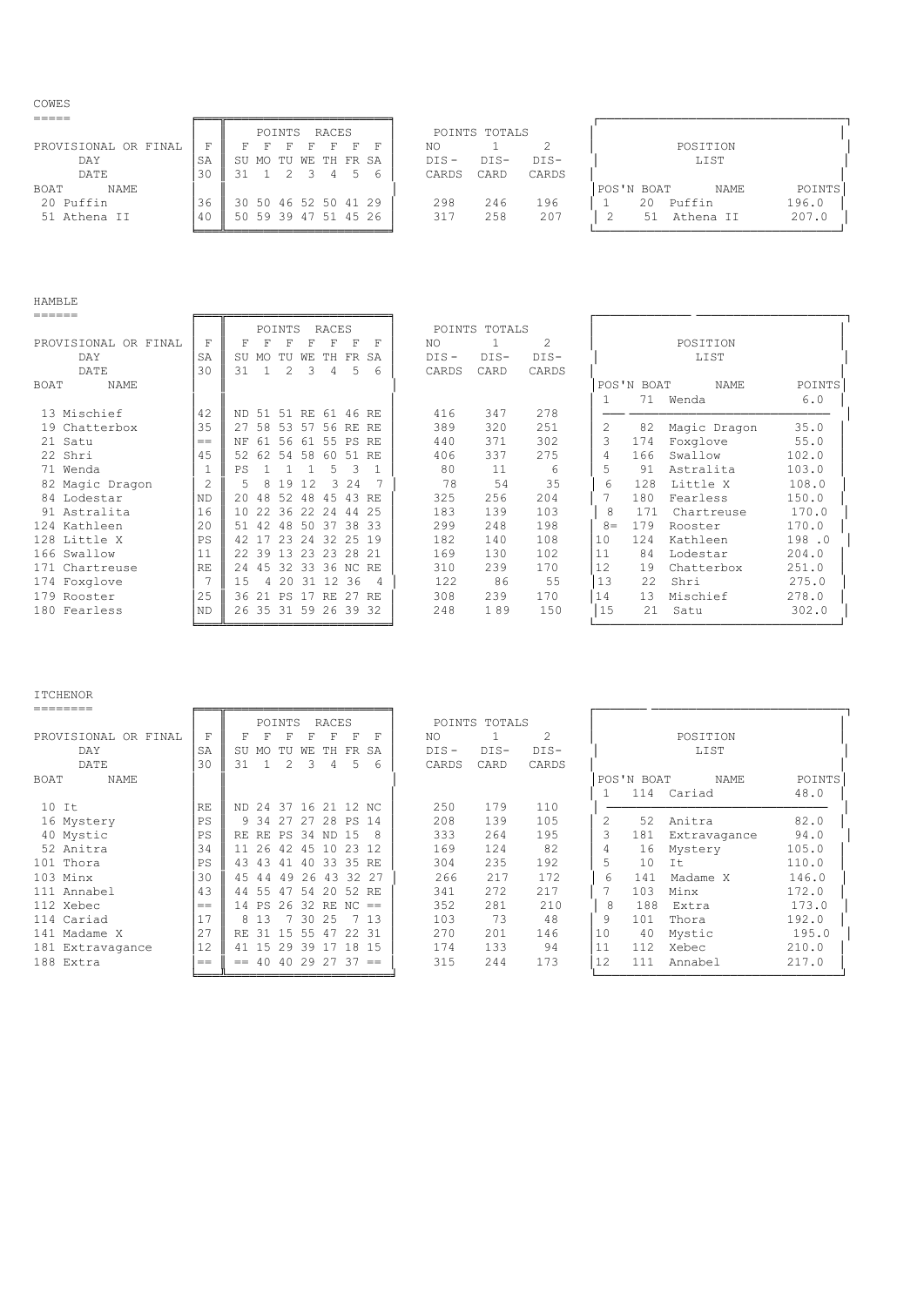## COWES

| BOAT | NAME | F SA 30 | F SU 31 | F MO 1 | F TU 2 | F WE 3 | F TH 4 | F FR 5 | F SA 6 | NO DIS-CARDS | 1 DIS-CARD | 2 DIS-CARDS |
|---|---|---|---|---|---|---|---|---|---|---|---|---|
| 20 | Puffin | 36 | 30 | 50 | 46 | 52 | 50 | 41 | 29 | 298 | 246 | 196 |
| 51 | Athena II | 40 | 50 | 59 | 39 | 47 | 51 | 45 | 26 | 317 | 258 | 207 |

PROVISIONAL OR FINAL / DAY / DATE — POINTS RACES — POINTS TOTALS

**POSITION LIST**

| POS'N | BOAT | NAME | POINTS |
|---|---|---|---|
| 1 | 20 | Puffin | 196.0 |
| 2 | 51 | Athena II | 207.0 |

## HAMBLE

| BOAT | NAME | F SA 30 | F SU 31 | F MO 1 | F TU 2 | F WE 3 | F TH 4 | F FR 5 | F SA 6 | NO DIS-CARDS | 1 DIS-CARD | 2 DIS-CARDS |
|---|---|---|---|---|---|---|---|---|---|---|---|---|
| 13 | Mischief | 42 | ND | 51 | 51 | RE | 61 | 46 | RE | 416 | 347 | 278 |
| 19 | Chatterbox | 35 | 27 | 58 | 53 | 57 | 56 | RE | RE | 389 | 320 | 251 |
| 21 | Satu | == | NF | 61 | 56 | 61 | 55 | PS | RE | 440 | 371 | 302 |
| 22 | Shri | 45 | 52 | 62 | 54 | 58 | 60 | 51 | RE | 406 | 337 | 275 |
| 71 | Wenda | 1 | PS | 1 | 1 | 1 | 5 | 3 | 1 | 80 | 11 | 6 |
| 82 | Magic Dragon | 2 | 5 | 8 | 19 | 12 | 3 | 24 | 7 | 78 | 54 | 35 |
| 84 | Lodestar | ND | 20 | 48 | 52 | 48 | 45 | 43 | RE | 325 | 256 | 204 |
| 91 | Astralita | 16 | 10 | 22 | 36 | 22 | 24 | 44 | 25 | 183 | 139 | 103 |
| 124 | Kathleen | 20 | 51 | 42 | 48 | 50 | 37 | 38 | 33 | 299 | 248 | 198 |
| 128 | Little X | PS | 42 | 17 | 23 | 24 | 32 | 25 | 19 | 182 | 140 | 108 |
| 166 | Swallow | 11 | 22 | 39 | 13 | 23 | 23 | 28 | 21 | 169 | 130 | 102 |
| 171 | Chartreuse | RE | 24 | 45 | 32 | 33 | 36 | NC | RE | 310 | 239 | 170 |
| 174 | Foxglove | 7 | 15 | 4 | 20 | 31 | 12 | 36 | 4 | 122 | 86 | 55 |
| 179 | Rooster | 25 | 36 | 21 | PS | 17 | RE | 27 | RE | 308 | 239 | 170 |
| 180 | Fearless | ND | 26 | 35 | 31 | 59 | 26 | 39 | 32 | 248 | 189 | 150 |

**POSITION LIST**

| POS'N | BOAT | NAME | POINTS |
|---|---|---|---|
| 1 | 71 | Wenda | 6.0 |
| 2 | 82 | Magic Dragon | 35.0 |
| 3 | 174 | Foxglove | 55.0 |
| 4 | 166 | Swallow | 102.0 |
| 5 | 91 | Astralita | 103.0 |
| 6 | 128 | Little X | 108.0 |
| 7 | 180 | Fearless | 150.0 |
| 8 | 171 | Chartreuse | 170.0 |
| 8= | 179 | Rooster | 170.0 |
| 10 | 124 | Kathleen | 198 .0 |
| 11 | 84 | Lodestar | 204.0 |
| 12 | 19 | Chatterbox | 251.0 |
| 13 | 22 | Shri | 275.0 |
| 14 | 13 | Mischief | 278.0 |
| 15 | 21 | Satu | 302.0 |

## ITCHENOR

| BOAT | NAME | F SA 30 | F SU 31 | F MO 1 | F TU 2 | F WE 3 | F TH 4 | F FR 5 | F SA 6 | NO DIS-CARDS | 1 DIS-CARD | 2 DIS-CARDS |
|---|---|---|---|---|---|---|---|---|---|---|---|---|
| 10 | It | RE | ND | 24 | 37 | 16 | 21 | 12 | NC | 250 | 179 | 110 |
| 16 | Mystery | PS | 9 | 34 | 27 | 27 | 28 | PS | 14 | 208 | 139 | 105 |
| 40 | Mystic | PS | RE | RE | PS | 34 | ND | 15 | 8 | 333 | 264 | 195 |
| 52 | Anitra | 34 | 11 | 26 | 42 | 45 | 10 | 23 | 12 | 169 | 124 | 82 |
| 101 | Thora | PS | 43 | 43 | 41 | 40 | 33 | 35 | RE | 304 | 235 | 192 |
| 103 | Minx | 30 | 45 | 44 | 49 | 26 | 43 | 32 | 27 | 266 | 217 | 172 |
| 111 | Annabel | 43 | 44 | 55 | 47 | 54 | 20 | 52 | RE | 341 | 272 | 217 |
| 112 | Xebec | == | 14 | PS | 26 | 32 | RE | NC | == | 352 | 281 | 210 |
| 114 | Cariad | 17 | 8 | 13 | 7 | 30 | 25 | 7 | 13 | 103 | 73 | 48 |
| 141 | Madame X | 27 | RE | 31 | 15 | 55 | 47 | 22 | 31 | 270 | 201 | 146 |
| 181 | Extravagance | 12 | 41 | 15 | 29 | 39 | 17 | 18 | 15 | 174 | 133 | 94 |
| 188 | Extra | == | == | 40 | 40 | 29 | 27 | 37 | == | 315 | 244 | 173 |

**POSITION LIST**

| POS'N | BOAT | NAME | POINTS |
|---|---|---|---|
| 1 | 114 | Cariad | 48.0 |
| 2 | 52 | Anitra | 82.0 |
| 3 | 181 | Extravagance | 94.0 |
| 4 | 16 | Mystery | 105.0 |
| 5 | 10 | It | 110.0 |
| 6 | 141 | Madame X | 146.0 |
| 7 | 103 | Minx | 172.0 |
| 8 | 188 | Extra | 173.0 |
| 9 | 101 | Thora | 192.0 |
| 10 | 40 | Mystic | 195.0 |
| 11 | 112 | Xebec | 210.0 |
| 12 | 111 | Annabel | 217.0 |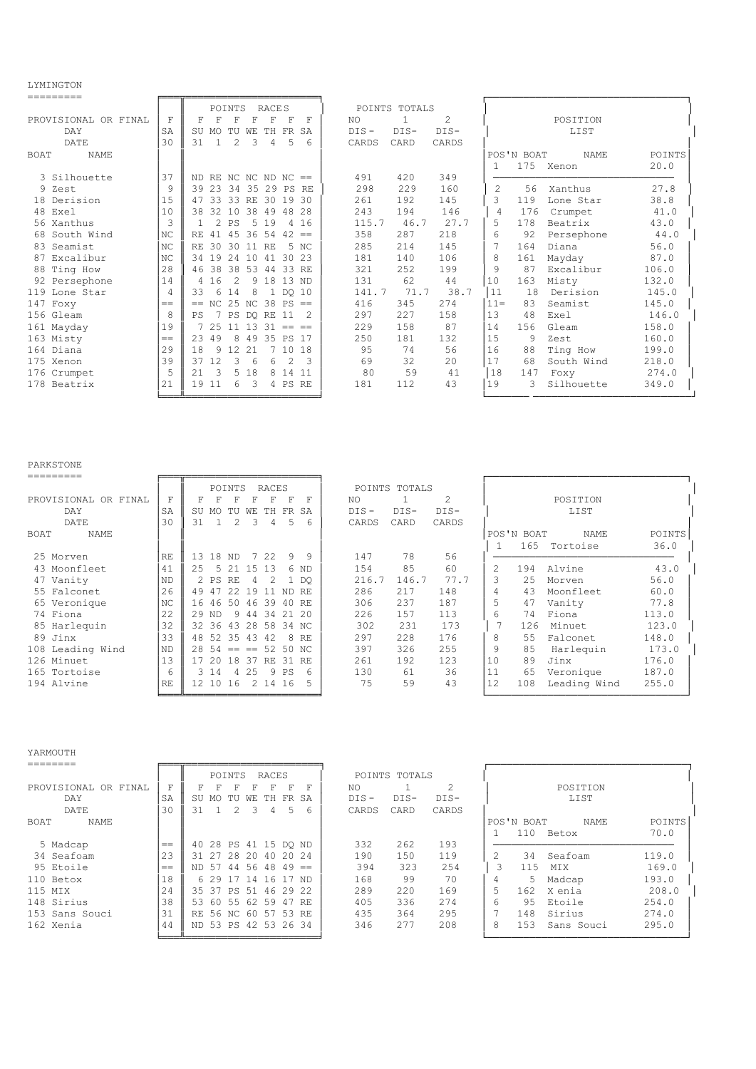# LYMINGTON

| BOAT | NAME | F SA 30 | F SU 31 | F MO 1 | F TU 2 | F WE 3 | F TH 4 | F FR 5 | F SA 6 | NO DIS-CARDS | 1 DIS-CARD | 2 DIS-CARDS |
|---|---|---|---|---|---|---|---|---|---|---|---|---|
| 3 | Silhouette | 37 | ND | RE | NC | NC | ND | NC | == | 491 | 420 | 349 |
| 9 | Zest | 9 | 39 | 23 | 34 | 35 | 29 | PS | RE | 298 | 229 | 160 |
| 18 | Derision | 15 | 47 | 33 | 33 | RE | 30 | 19 | 30 | 261 | 192 | 145 |
| 48 | Exel | 10 | 38 | 32 | 10 | 38 | 49 | 48 | 28 | 243 | 194 | 146 |
| 56 | Xanthus | 3 | 1 | 2 | PS | 5 | 19 | 4 | 16 | 115.7 | 46.7 | 27.7 |
| 68 | South Wind | NC | RE | 41 | 45 | 36 | 54 | 42 | == | 358 | 287 | 218 |
| 83 | Seamist | NC | RE | 30 | 30 | 11 | RE | 5 | NC | 285 | 214 | 145 |
| 87 | Excalibur | NC | 34 | 19 | 24 | 10 | 41 | 30 | 23 | 181 | 140 | 106 |
| 88 | Ting How | 28 | 46 | 38 | 38 | 53 | 44 | 33 | RE | 321 | 252 | 199 |
| 92 | Persephone | 14 | 4 | 16 | 2 | 9 | 18 | 13 | ND | 131 | 62 | 44 |
| 119 | Lone Star | 4 | 33 | 6 | 14 | 8 | 1 | DQ | 10 | 141.7 | 71.7 | 38.7 |
| 147 | Foxy | == | == | NC | 25 | NC | 38 | PS | == | 416 | 345 | 274 |
| 156 | Gleam | 8 | PS | 7 | PS | DQ | RE | 11 | 2 | 297 | 227 | 158 |
| 161 | Mayday | 19 | 7 | 25 | 11 | 13 | 31 | == | == | 229 | 158 | 87 |
| 163 | Misty | == | 23 | 49 | 8 | 49 | 35 | PS | 17 | 250 | 181 | 132 |
| 164 | Diana | 29 | 18 | 9 | 12 | 21 | 7 | 10 | 18 | 95 | 74 | 56 |
| 175 | Xenon | 39 | 37 | 12 | 3 | 6 | 6 | 2 | 3 | 69 | 32 | 20 |
| 176 | Crumpet | 5 | 21 | 3 | 5 | 18 | 8 | 14 | 11 | 80 | 59 | 41 |
| 178 | Beatrix | 21 | 19 | 11 | 6 | 3 | 4 | PS | RE | 181 | 112 | 43 |

POSITION LIST

| POS'N | BOAT | NAME | POINTS |
|---|---|---|---|
| 1 | 175 | Xenon | 20.0 |
| 2 | 56 | Xanthus | 27.8 |
| 3 | 119 | Lone Star | 38.8 |
| 4 | 176 | Crumpet | 41.0 |
| 5 | 178 | Beatrix | 43.0 |
| 6 | 92 | Persephone | 44.0 |
| 7 | 164 | Diana | 56.0 |
| 8 | 161 | Mayday | 87.0 |
| 9 | 87 | Excalibur | 106.0 |
| 10 | 163 | Misty | 132.0 |
| 11 | 18 | Derision | 145.0 |
| 11= | 83 | Seamist | 145.0 |
| 13 | 48 | Exel | 146.0 |
| 14 | 156 | Gleam | 158.0 |
| 15 | 9 | Zest | 160.0 |
| 16 | 88 | Ting How | 199.0 |
| 17 | 68 | South Wind | 218.0 |
| 18 | 147 | Foxy | 274.0 |
| 19 | 3 | Silhouette | 349.0 |

# PARKSTONE

| BOAT | NAME | F SA 30 | F SU 31 | F MO 1 | F TU 2 | F WE 3 | F TH 4 | F FR 5 | F SA 6 | NO DIS-CARDS | 1 DIS-CARD | 2 DIS-CARDS |
|---|---|---|---|---|---|---|---|---|---|---|---|---|
| 25 | Morven | RE | 13 | 18 | ND | 7 | 22 | 9 | 9 | 147 | 78 | 56 |
| 43 | Moonfleet | 41 | 25 | 5 | 21 | 15 | 13 | 6 | ND | 154 | 85 | 60 |
| 47 | Vanity | ND | 2 | PS | RE | 4 | 2 | 1 | DQ | 216.7 | 146.7 | 77.7 |
| 55 | Falconet | 26 | 49 | 47 | 22 | 19 | 11 | ND | RE | 286 | 217 | 148 |
| 65 | Veronique | NC | 16 | 46 | 50 | 46 | 39 | 40 | RE | 306 | 237 | 187 |
| 74 | Fiona | 22 | 29 | ND | 9 | 44 | 34 | 21 | 20 | 226 | 157 | 113 |
| 85 | Harlequin | 32 | 32 | 36 | 43 | 28 | 58 | 34 | NC | 302 | 231 | 173 |
| 89 | Jinx | 33 | 48 | 52 | 35 | 43 | 42 | 8 | RE | 297 | 228 | 176 |
| 108 | Leading Wind | ND | 28 | 54 | == | == | 52 | 50 | NC | 397 | 326 | 255 |
| 126 | Minuet | 13 | 17 | 20 | 18 | 37 | RE | 31 | RE | 261 | 192 | 123 |
| 165 | Tortoise | 6 | 3 | 14 | 4 | 25 | 9 | PS | 6 | 130 | 61 | 36 |
| 194 | Alvine | RE | 12 | 10 | 16 | 2 | 14 | 16 | 5 | 75 | 59 | 43 |

POSITION LIST

| POS'N | BOAT | NAME | POINTS |
|---|---|---|---|
| 1 | 165 | Tortoise | 36.0 |
| 2 | 194 | Alvine | 43.0 |
| 3 | 25 | Morven | 56.0 |
| 4 | 43 | Moonfleet | 60.0 |
| 5 | 47 | Vanity | 77.8 |
| 6 | 74 | Fiona | 113.0 |
| 7 | 126 | Minuet | 123.0 |
| 8 | 55 | Falconet | 148.0 |
| 9 | 85 | Harlequin | 173.0 |
| 10 | 89 | Jinx | 176.0 |
| 11 | 65 | Veronique | 187.0 |
| 12 | 108 | Leading Wind | 255.0 |

# YARMOUTH

| BOAT | NAME | F SA 30 | F SU 31 | F MO 1 | F TU 2 | F WE 3 | F TH 4 | F FR 5 | F SA 6 | NO DIS-CARDS | 1 DIS-CARD | 2 DIS-CARDS |
|---|---|---|---|---|---|---|---|---|---|---|---|---|
| 5 | Madcap | == | 40 | 28 | PS | 41 | 15 | DQ | ND | 332 | 262 | 193 |
| 34 | Seafoam | 23 | 31 | 27 | 28 | 20 | 40 | 20 | 24 | 190 | 150 | 119 |
| 95 | Etoile | == | ND | 57 | 44 | 56 | 48 | 49 | == | 394 | 323 | 254 |
| 110 | Betox | 18 | 6 | 29 | 17 | 14 | 16 | 17 | ND | 168 | 99 | 70 |
| 115 | MIX | 24 | 35 | 37 | PS | 51 | 46 | 29 | 22 | 289 | 220 | 169 |
| 148 | Sirius | 38 | 53 | 60 | 55 | 62 | 59 | 47 | RE | 405 | 336 | 274 |
| 153 | Sans Souci | 31 | RE | 56 | NC | 60 | 57 | 53 | RE | 435 | 364 | 295 |
| 162 | Xenia | 44 | ND | 53 | PS | 42 | 53 | 26 | 34 | 346 | 277 | 208 |

POSITION LIST

| POS'N | BOAT | NAME | POINTS |
|---|---|---|---|
| 1 | 110 | Betox | 70.0 |
| 2 | 34 | Seafoam | 119.0 |
| 3 | 115 | MIX | 169.0 |
| 4 | 5 | Madcap | 193.0 |
| 5 | 162 | X enia | 208.0 |
| 6 | 95 | Etoile | 254.0 |
| 7 | 148 | Sirius | 274.0 |
| 8 | 153 | Sans Souci | 295.0 |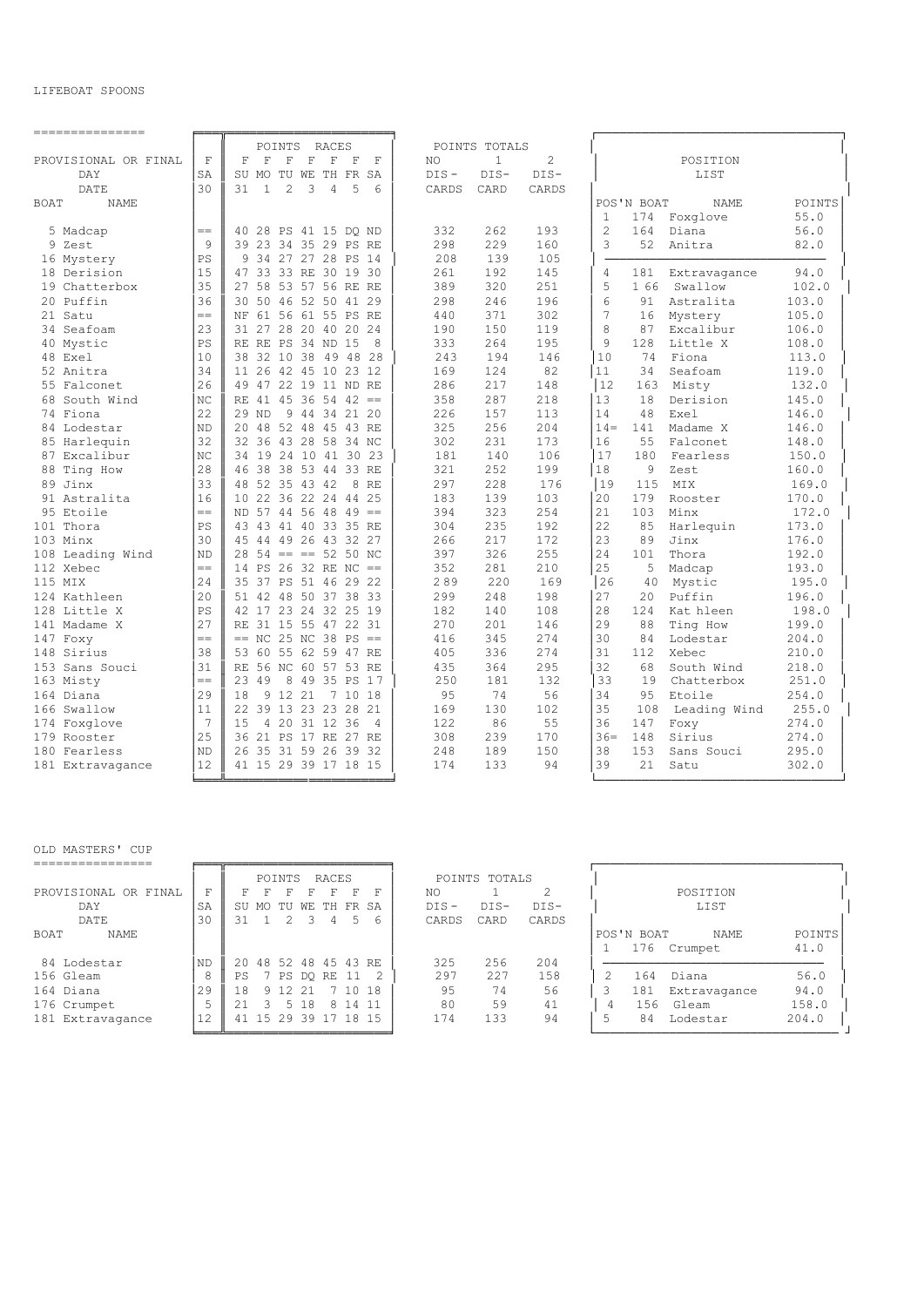## LIFEBOAT SPOONS

| PROVISIONAL OR FINAL | F | F | F | F | F | F | F | F | NO | 1 | 2 |
|---|---|---|---|---|---|---|---|---|---|---|---|
| DAY | SA | SU | MO | TU | WE | TH | FR | SA | DIS- | DIS- | DIS- |
| DATE | 30 | 31 | 1 | 2 | 3 | 4 | 5 | 6 | CARDS | CARD | CARDS |
| **BOAT NAME** | | **POINTS** | **RACES** | | | | | | **POINTS TOTALS** | | |
| 5 Madcap | == | 40 | 28 | PS | 41 | 15 | DQ | ND | 332 | 262 | 193 |
| 9 Zest | 9 | 39 | 23 | 34 | 35 | 29 | PS | RE | 298 | 229 | 160 |
| 16 Mystery | PS | 9 | 34 | 27 | 27 | 28 | PS | 14 | 208 | 139 | 105 |
| 18 Derision | 15 | 47 | 33 | 33 | RE | 30 | 19 | 30 | 261 | 192 | 145 |
| 19 Chatterbox | 35 | 27 | 58 | 53 | 57 | 56 | RE | RE | 389 | 320 | 251 |
| 20 Puffin | 36 | 30 | 50 | 46 | 52 | 50 | 41 | 29 | 298 | 246 | 196 |
| 21 Satu | == | NF | 61 | 56 | 61 | 55 | PS | RE | 440 | 371 | 302 |
| 34 Seafoam | 23 | 31 | 27 | 28 | 20 | 40 | 20 | 24 | 190 | 150 | 119 |
| 40 Mystic | PS | RE | RE | PS | 34 | ND | 15 | 8 | 333 | 264 | 195 |
| 48 Exel | 10 | 38 | 32 | 10 | 38 | 49 | 48 | 28 | 243 | 194 | 146 |
| 52 Anitra | 34 | 11 | 26 | 42 | 45 | 10 | 23 | 12 | 169 | 124 | 82 |
| 55 Falconet | 26 | 49 | 47 | 22 | 19 | 11 | ND | RE | 286 | 217 | 148 |
| 68 South Wind | NC | RE | 41 | 45 | 36 | 54 | 42 | == | 358 | 287 | 218 |
| 74 Fiona | 22 | 29 | ND | 9 | 44 | 34 | 21 | 20 | 226 | 157 | 113 |
| 84 Lodestar | ND | 20 | 48 | 52 | 48 | 45 | 43 | RE | 325 | 256 | 204 |
| 85 Harlequin | 32 | 32 | 36 | 43 | 28 | 58 | 34 | NC | 302 | 231 | 173 |
| 87 Excalibur | NC | 34 | 19 | 24 | 10 | 41 | 30 | 23 | 181 | 140 | 106 |
| 88 Ting How | 28 | 46 | 38 | 38 | 53 | 44 | 33 | RE | 321 | 252 | 199 |
| 89 Jinx | 33 | 48 | 52 | 35 | 43 | 42 | 8 | RE | 297 | 228 | 176 |
| 91 Astralita | 16 | 10 | 22 | 36 | 22 | 24 | 44 | 25 | 183 | 139 | 103 |
| 95 Etoile | == | ND | 57 | 44 | 56 | 48 | 49 | == | 394 | 323 | 254 |
| 101 Thora | PS | 43 | 43 | 41 | 40 | 33 | 35 | RE | 304 | 235 | 192 |
| 103 Minx | 30 | 45 | 44 | 49 | 26 | 43 | 32 | 27 | 266 | 217 | 172 |
| 108 Leading Wind | ND | 28 | 54 | == | == | 52 | 50 | NC | 397 | 326 | 255 |
| 112 Xebec | == | 14 | PS | 26 | 32 | RE | NC | == | 352 | 281 | 210 |
| 115 MIX | 24 | 35 | 37 | PS | 51 | 46 | 29 | 22 | 289 | 220 | 169 |
| 124 Kathleen | 20 | 51 | 42 | 48 | 50 | 37 | 38 | 33 | 299 | 248 | 198 |
| 128 Little X | PS | 42 | 17 | 23 | 24 | 32 | 25 | 19 | 182 | 140 | 108 |
| 141 Madame X | 27 | RE | 31 | 15 | 55 | 47 | 22 | 31 | 270 | 201 | 146 |
| 147 Foxy | == | == | NC | 25 | NC | 38 | PS | == | 416 | 345 | 274 |
| 148 Sirius | 38 | 53 | 60 | 55 | 62 | 59 | 47 | RE | 405 | 336 | 274 |
| 153 Sans Souci | 31 | RE | 56 | NC | 60 | 57 | 53 | RE | 435 | 364 | 295 |
| 163 Misty | == | 23 | 49 | 8 | 49 | 35 | PS | 17 | 250 | 181 | 132 |
| 164 Diana | 29 | 18 | 9 | 12 | 21 | 7 | 10 | 18 | 95 | 74 | 56 |
| 166 Swallow | 11 | 22 | 39 | 13 | 23 | 23 | 28 | 21 | 169 | 130 | 102 |
| 174 Foxglove | 7 | 15 | 4 | 20 | 31 | 12 | 36 | 4 | 122 | 86 | 55 |
| 179 Rooster | 25 | 36 | 21 | PS | 17 | RE | 27 | RE | 308 | 239 | 170 |
| 180 Fearless | ND | 26 | 35 | 31 | 59 | 26 | 39 | 32 | 248 | 189 | 150 |
| 181 Extravagance | 12 | 41 | 15 | 29 | 39 | 17 | 18 | 15 | 174 | 133 | 94 |

**POSITION LIST**

| POS'N | BOAT | NAME | POINTS |
|---|---|---|---|
| 1 | 174 | Foxglove | 55.0 |
| 2 | 164 | Diana | 56.0 |
| 3 | 52 | Anitra | 82.0 |
| 4 | 181 | Extravagance | 94.0 |
| 5 | 166 | Swallow | 102.0 |
| 6 | 91 | Astralita | 103.0 |
| 7 | 16 | Mystery | 105.0 |
| 8 | 87 | Excalibur | 106.0 |
| 9 | 128 | Little X | 108.0 |
| 10 | 74 | Fiona | 113.0 |
| 11 | 34 | Seafoam | 119.0 |
| 12 | 163 | Misty | 132.0 |
| 13 | 18 | Derision | 145.0 |
| 14 | 48 | Exel | 146.0 |
| 14= | 141 | Madame X | 146.0 |
| 16 | 55 | Falconet | 148.0 |
| 17 | 180 | Fearless | 150.0 |
| 18 | 9 | Zest | 160.0 |
| 19 | 115 | MIX | 169.0 |
| 20 | 179 | Rooster | 170.0 |
| 21 | 103 | Minx | 172.0 |
| 22 | 85 | Harlequin | 173.0 |
| 23 | 89 | Jinx | 176.0 |
| 24 | 101 | Thora | 192.0 |
| 25 | 5 | Madcap | 193.0 |
| 26 | 40 | Mystic | 195.0 |
| 27 | 20 | Puffin | 196.0 |
| 28 | 124 | Kat hleen | 198.0 |
| 29 | 88 | Ting How | 199.0 |
| 30 | 84 | Lodestar | 204.0 |
| 31 | 112 | Xebec | 210.0 |
| 32 | 68 | South Wind | 218.0 |
| 33 | 19 | Chatterbox | 251.0 |
| 34 | 95 | Etoile | 254.0 |
| 35 | 108 | Leading Wind | 255.0 |
| 36 | 147 | Foxy | 274.0 |
| 36= | 148 | Sirius | 274.0 |
| 38 | 153 | Sans Souci | 295.0 |
| 39 | 21 | Satu | 302.0 |

## OLD MASTERS' CUP

| PROVISIONAL OR FINAL | F | F | F | F | F | F | F | F | NO | 1 | 2 |
|---|---|---|---|---|---|---|---|---|---|---|---|
| DAY | SA | SU | MO | TU | WE | TH | FR | SA | DIS- | DIS- | DIS- |
| DATE | 30 | 31 | 1 | 2 | 3 | 4 | 5 | 6 | CARDS | CARD | CARDS |
| **BOAT NAME** | | **POINTS** | **RACES** | | | | | | **POINTS TOTALS** | | |
| 84 Lodestar | ND | 20 | 48 | 52 | 48 | 45 | 43 | RE | 325 | 256 | 204 |
| 156 Gleam | 8 | PS | 7 | PS | DQ | RE | 11 | 2 | 297 | 227 | 158 |
| 164 Diana | 29 | 18 | 9 | 12 | 21 | 7 | 10 | 18 | 95 | 74 | 56 |
| 176 Crumpet | 5 | 21 | 3 | 5 | 18 | 8 | 14 | 11 | 80 | 59 | 41 |
| 181 Extravagance | 12 | 41 | 15 | 29 | 39 | 17 | 18 | 15 | 174 | 133 | 94 |

**POSITION LIST**

| POS'N | BOAT | NAME | POINTS |
|---|---|---|---|
| 1 | 176 | Crumpet | 41.0 |
| 2 | 164 | Diana | 56.0 |
| 3 | 181 | Extravagance | 94.0 |
| 4 | 156 | Gleam | 158.0 |
| 5 | 84 | Lodestar | 204.0 |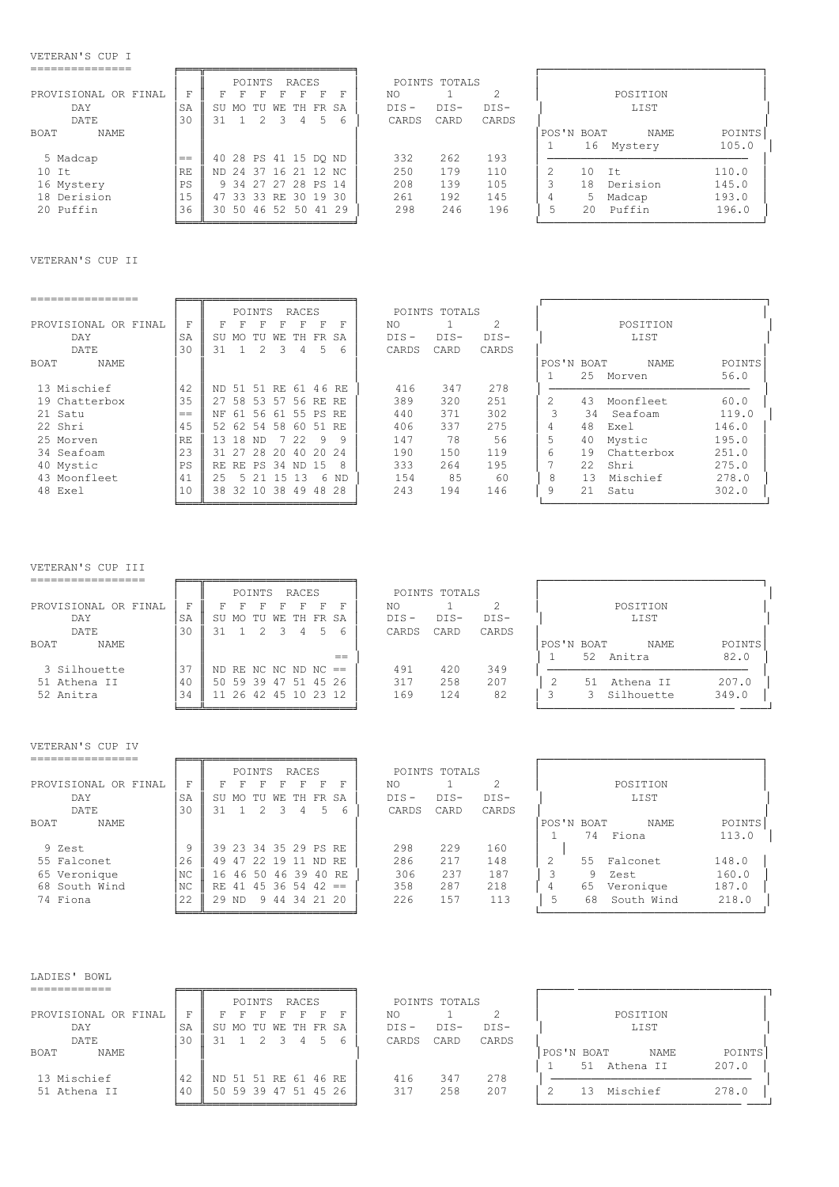# VETERAN'S CUP I

PROVISIONAL OR FINAL

| BOAT | NAME | F SA 30 | F SU 31 | F MO 1 | F TU 2 | F WE 3 | F TH 4 | F FR 5 | F SA 6 | NO DIS-CARDS | 1 DIS-CARD | 2 DIS-CARDS |
|---|---|---|---|---|---|---|---|---|---|---|---|---|
| 5 | Madcap | == | 40 | 28 | PS | 41 | 15 | DQ | ND | 332 | 262 | 193 |
| 10 | It | RE | ND | 24 | 37 | 16 | 21 | 12 | NC | 250 | 179 | 110 |
| 16 | Mystery | PS | 9 | 34 | 27 | 27 | 28 | PS | 14 | 208 | 139 | 105 |
| 18 | Derision | 15 | 47 | 33 | 33 | RE | 30 | 19 | 30 | 261 | 192 | 145 |
| 20 | Puffin | 36 | 30 | 50 | 46 | 52 | 50 | 41 | 29 | 298 | 246 | 196 |

POSITION LIST

| POS'N | BOAT | NAME | POINTS |
|---|---|---|---|
| 1 | 16 | Mystery | 105.0 |
| 2 | 10 | It | 110.0 |
| 3 | 18 | Derision | 145.0 |
| 4 | 5 | Madcap | 193.0 |
| 5 | 20 | Puffin | 196.0 |

# VETERAN'S CUP II

PROVISIONAL OR FINAL

| BOAT | NAME | F SA 30 | F SU 31 | F MO 1 | F TU 2 | F WE 3 | F TH 4 | F FR 5 | F SA 6 | NO DIS-CARDS | 1 DIS-CARD | 2 DIS-CARDS |
|---|---|---|---|---|---|---|---|---|---|---|---|---|
| 13 | Mischief | 42 | ND | 51 | 51 | RE | 61 | 46 | RE | 416 | 347 | 278 |
| 19 | Chatterbox | 35 | 27 | 58 | 53 | 57 | 56 | RE | RE | 389 | 320 | 251 |
| 21 | Satu | == | NF | 61 | 56 | 61 | 55 | PS | RE | 440 | 371 | 302 |
| 22 | Shri | 45 | 52 | 62 | 54 | 58 | 60 | 51 | RE | 406 | 337 | 275 |
| 25 | Morven | RE | 13 | 18 | ND | 7 | 22 | 9 | 9 | 147 | 78 | 56 |
| 34 | Seafoam | 23 | 31 | 27 | 28 | 20 | 40 | 20 | 24 | 190 | 150 | 119 |
| 40 | Mystic | PS | RE | RE | PS | 34 | ND | 15 | 8 | 333 | 264 | 195 |
| 43 | Moonfleet | 41 | 25 | 5 | 21 | 15 | 13 | 6 | ND | 154 | 85 | 60 |
| 48 | Exel | 10 | 38 | 32 | 10 | 38 | 49 | 48 | 28 | 243 | 194 | 146 |

POSITION LIST

| POS'N | BOAT | NAME | POINTS |
|---|---|---|---|
| 1 | 25 | Morven | 56.0 |
| 2 | 43 | Moonfleet | 60.0 |
| 3 | 34 | Seafoam | 119.0 |
| 4 | 48 | Exel | 146.0 |
| 5 | 40 | Mystic | 195.0 |
| 6 | 19 | Chatterbox | 251.0 |
| 7 | 22 | Shri | 275.0 |
| 8 | 13 | Mischief | 278.0 |
| 9 | 21 | Satu | 302.0 |

# VETERAN'S CUP III

PROVISIONAL OR FINAL

| BOAT | NAME | F SA 30 | F SU 31 | F MO 1 | F TU 2 | F WE 3 | F TH 4 | F FR 5 | F SA 6 | NO DIS-CARDS | 1 DIS-CARD | 2 DIS-CARDS |
|---|---|---|---|---|---|---|---|---|---|---|---|---|
| 3 | Silhouette | 37 | ND | RE | NC | NC | ND | NC | == | 491 | 420 | 349 |
| 51 | Athena II | 40 | 50 | 59 | 39 | 47 | 51 | 45 | 26 | 317 | 258 | 207 |
| 52 | Anitra | 34 | 11 | 26 | 42 | 45 | 10 | 23 | 12 | 169 | 124 | 82 |

POSITION LIST

| POS'N | BOAT | NAME | POINTS |
|---|---|---|---|
| 1 | 52 | Anitra | 82.0 |
| 2 | 51 | Athena II | 207.0 |
| 3 | 3 | Silhouette | 349.0 |

# VETERAN'S CUP IV

PROVISIONAL OR FINAL

| BOAT | NAME | F SA 30 | F SU 31 | F MO 1 | F TU 2 | F WE 3 | F TH 4 | F FR 5 | F SA 6 | NO DIS-CARDS | 1 DIS-CARD | 2 DIS-CARDS |
|---|---|---|---|---|---|---|---|---|---|---|---|---|
| 9 | Zest | 9 | 39 | 23 | 34 | 35 | 29 | PS | RE | 298 | 229 | 160 |
| 55 | Falconet | 26 | 49 | 47 | 22 | 19 | 11 | ND | RE | 286 | 217 | 148 |
| 65 | Veronique | NC | 16 | 46 | 50 | 46 | 39 | 40 | RE | 306 | 237 | 187 |
| 68 | South Wind | NC | RE | 41 | 45 | 36 | 54 | 42 | == | 358 | 287 | 218 |
| 74 | Fiona | 22 | 29 | ND | 9 | 44 | 34 | 21 | 20 | 226 | 157 | 113 |

POSITION LIST

| POS'N | BOAT | NAME | POINTS |
|---|---|---|---|
| 1 | 74 | Fiona | 113.0 |
| 2 | 55 | Falconet | 148.0 |
| 3 | 9 | Zest | 160.0 |
| 4 | 65 | Veronique | 187.0 |
| 5 | 68 | South Wind | 218.0 |

# LADIES' BOWL

PROVISIONAL OR FINAL

| BOAT | NAME | F SA 30 | F SU 31 | F MO 1 | F TU 2 | F WE 3 | F TH 4 | F FR 5 | F SA 6 | NO DIS-CARDS | 1 DIS-CARD | 2 DIS-CARDS |
|---|---|---|---|---|---|---|---|---|---|---|---|---|
| 13 | Mischief | 42 | ND | 51 | 51 | RE | 61 | 46 | RE | 416 | 347 | 278 |
| 51 | Athena II | 40 | 50 | 59 | 39 | 47 | 51 | 45 | 26 | 317 | 258 | 207 |

POSITION LIST

| POS'N | BOAT | NAME | POINTS |
|---|---|---|---|
| 1 | 51 | Athena II | 207.0 |
| 2 | 13 | Mischief | 278.0 |